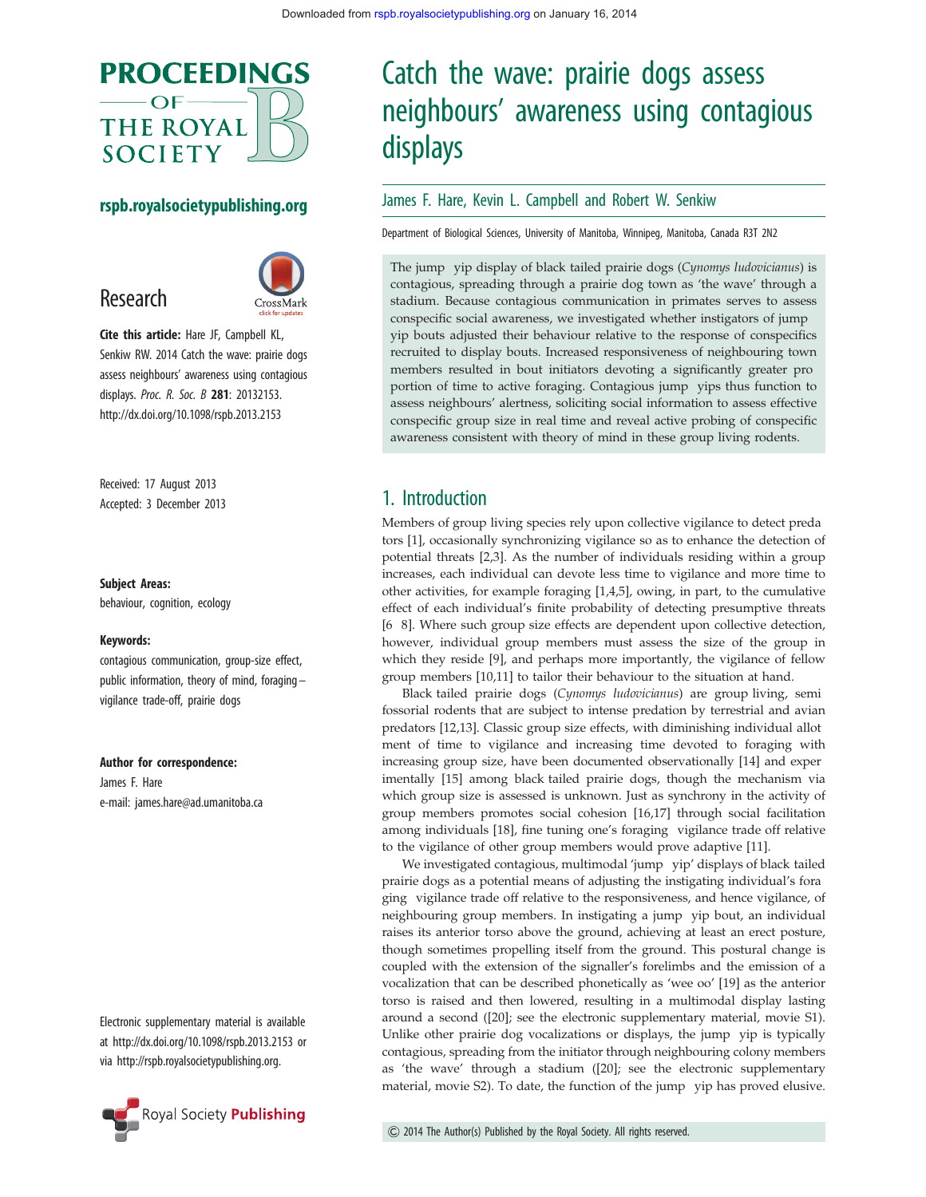# Catch the wave: prairie dogs assess neighbours' awareness using contagious displays

James F. Hare, Kevin L. Campbell and Robert W. Senkiw

Department of Biological Sciences, University of Manitoba, Winnipeg, Manitoba, Canada R3T 2N2

Research

**Cite this article:** Hare JF, Campbell KL, Senkiw RW. 2014 Catch the wave: prairie dogs assess neighbours' awareness using contagious displays. *Proc. R. Soc. B* **281**: 20132153. http://dx.doi.org/10.1098/rspb.2013.2153

Received: 17 August 2013
Accepted: 3 December 2013

**Subject Areas:**
behaviour, cognition, ecology

**Keywords:**
contagious communication, group-size effect, public information, theory of mind, foraging–vigilance trade-off, prairie dogs

**Author for correspondence:**
James F. Hare
e-mail: james.hare@ad.umanitoba.ca

Electronic supplementary material is available at http://dx.doi.org/10.1098/rspb.2013.2153 or via http://rspb.royalsocietypublishing.org.

The jump yip display of black tailed prairie dogs (*Cynomys ludovicianus*) is contagious, spreading through a prairie dog town as 'the wave' through a stadium. Because contagious communication in primates serves to assess conspecific social awareness, we investigated whether instigators of jump yip bouts adjusted their behaviour relative to the response of conspecifics recruited to display bouts. Increased responsiveness of neighbouring town members resulted in bout initiators devoting a significantly greater pro portion of time to active foraging. Contagious jump yips thus function to assess neighbours' alertness, soliciting social information to assess effective conspecific group size in real time and reveal active probing of conspecific awareness consistent with theory of mind in these group living rodents.

## 1. Introduction

Members of group living species rely upon collective vigilance to detect preda tors [1], occasionally synchronizing vigilance so as to enhance the detection of potential threats [2,3]. As the number of individuals residing within a group increases, each individual can devote less time to vigilance and more time to other activities, for example foraging [1,4,5], owing, in part, to the cumulative effect of each individual's finite probability of detecting presumptive threats [6 8]. Where such group size effects are dependent upon collective detection, however, individual group members must assess the size of the group in which they reside [9], and perhaps more importantly, the vigilance of fellow group members [10,11] to tailor their behaviour to the situation at hand.

Black tailed prairie dogs (*Cynomys ludovicianus*) are group living, semi fossorial rodents that are subject to intense predation by terrestrial and avian predators [12,13]. Classic group size effects, with diminishing individual allot ment of time to vigilance and increasing time devoted to foraging with increasing group size, have been documented observationally [14] and exper imentally [15] among black tailed prairie dogs, though the mechanism via which group size is assessed is unknown. Just as synchrony in the activity of group members promotes social cohesion [16,17] through social facilitation among individuals [18], fine tuning one's foraging vigilance trade off relative to the vigilance of other group members would prove adaptive [11].

We investigated contagious, multimodal 'jump yip' displays of black tailed prairie dogs as a potential means of adjusting the instigating individual's fora ging vigilance trade off relative to the responsiveness, and hence vigilance, of neighbouring group members. In instigating a jump yip bout, an individual raises its anterior torso above the ground, achieving at least an erect posture, though sometimes propelling itself from the ground. This postural change is coupled with the extension of the signaller's forelimbs and the emission of a vocalization that can be described phonetically as 'wee oo' [19] as the anterior torso is raised and then lowered, resulting in a multimodal display lasting around a second ([20]; see the electronic supplementary material, movie S1). Unlike other prairie dog vocalizations or displays, the jump yip is typically contagious, spreading from the initiator through neighbouring colony members as 'the wave' through a stadium ([20]; see the electronic supplementary material, movie S2). To date, the function of the jump yip has proved elusive.

© 2014 The Author(s) Published by the Royal Society. All rights reserved.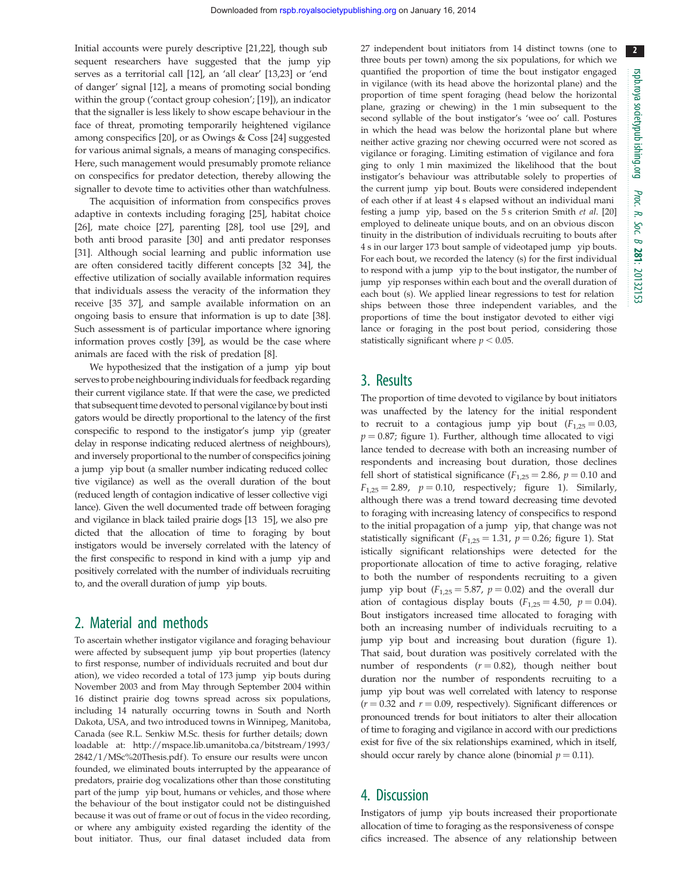Initial accounts were purely descriptive [21,22], though subsequent researchers have suggested that the jump yip serves as a territorial call [12], an 'all clear' [13,23] or 'end of danger' signal [12], a means of promoting social bonding within the group ('contact group cohesion'; [19]), an indicator that the signaller is less likely to show escape behaviour in the face of threat, promoting temporarily heightened vigilance among conspecifics [20], or as Owings & Coss [24] suggested for various animal signals, a means of managing conspecifics. Here, such management would presumably promote reliance on conspecifics for predator detection, thereby allowing the signaller to devote time to activities other than watchfulness.

The acquisition of information from conspecifics proves adaptive in contexts including foraging [25], habitat choice [26], mate choice [27], parenting [28], tool use [29], and both anti brood parasite [30] and anti predator responses [31]. Although social learning and public information use are often considered tacitly different concepts [32 34], the effective utilization of socially available information requires that individuals assess the veracity of the information they receive [35 37], and sample available information on an ongoing basis to ensure that information is up to date [38]. Such assessment is of particular importance where ignoring information proves costly [39], as would be the case where animals are faced with the risk of predation [8].

We hypothesized that the instigation of a jump yip bout serves to probe neighbouring individuals for feedback regarding their current vigilance state. If that were the case, we predicted that subsequent time devoted to personal vigilance by bout instigators would be directly proportional to the latency of the first conspecific to respond to the instigator's jump yip (greater delay in response indicating reduced alertness of neighbours), and inversely proportional to the number of conspecifics joining a jump yip bout (a smaller number indicating reduced collective vigilance) as well as the overall duration of the bout (reduced length of contagion indicative of lesser collective vigilance). Given the well documented trade off between foraging and vigilance in black tailed prairie dogs [13 15], we also predicted that the allocation of time to foraging by bout instigators would be inversely correlated with the latency of the first conspecific to respond in kind with a jump yip and positively correlated with the number of individuals recruiting to, and the overall duration of jump yip bouts.

## 2. Material and methods

To ascertain whether instigator vigilance and foraging behaviour were affected by subsequent jump yip bout properties (latency to first response, number of individuals recruited and bout duration), we video recorded a total of 173 jump yip bouts during November 2003 and from May through September 2004 within 16 distinct prairie dog towns spread across six populations, including 14 naturally occurring towns in South and North Dakota, USA, and two introduced towns in Winnipeg, Manitoba, Canada (see R.L. Senkiw M.Sc. thesis for further details; downloadable at: http://mspace.lib.umanitoba.ca/bitstream/1993/2842/1/MSc%20Thesis.pdf). To ensure our results were unconfounded, we eliminated bouts interrupted by the appearance of predators, prairie dog vocalizations other than those constituting part of the jump yip bout, humans or vehicles, and those where the behaviour of the bout instigator could not be distinguished because it was out of frame or out of focus in the video recording, or where any ambiguity existed regarding the identity of the bout initiator. Thus, our final dataset included data from 27 independent bout initiators from 14 distinct towns (one to three bouts per town) among the six populations, for which we quantified the proportion of time the bout instigator engaged in vigilance (with its head above the horizontal plane) and the proportion of time spent foraging (head below the horizontal plane, grazing or chewing) in the 1 min subsequent to the second syllable of the bout instigator's 'wee oo' call. Postures in which the head was below the horizontal plane but where neither active grazing nor chewing occurred were not scored as vigilance or foraging. Limiting estimation of vigilance and foraging to only 1 min maximized the likelihood that the bout instigator's behaviour was attributable solely to properties of the current jump yip bout. Bouts were considered independent of each other if at least 4 s elapsed without an individual manifesting a jump yip, based on the 5 s criterion Smith *et al.* [20] employed to delineate unique bouts, and on an obvious discontinuity in the distribution of individuals recruiting to bouts after 4 s in our larger 173 bout sample of videotaped jump yip bouts. For each bout, we recorded the latency (s) for the first individual to respond with a jump yip to the bout instigator, the number of jump yip responses within each bout and the overall duration of each bout (s). We applied linear regressions to test for relationships between those three independent variables, and the proportions of time the bout instigator devoted to either vigilance or foraging in the post bout period, considering those statistically significant where $p < 0.05$.

## 3. Results

The proportion of time devoted to vigilance by bout initiators was unaffected by the latency for the initial respondent to recruit to a contagious jump yip bout ($F_{1,25} = 0.03$, $p = 0.87$; figure 1). Further, although time allocated to vigilance tended to decrease with both an increasing number of respondents and increasing bout duration, those declines fell short of statistical significance ($F_{1,25} = 2.86$, $p = 0.10$ and $F_{1,25} = 2.89$, $p = 0.10$, respectively; figure 1). Similarly, although there was a trend toward decreasing time devoted to foraging with increasing latency of conspecifics to respond to the initial propagation of a jump yip, that change was not statistically significant ($F_{1,25} = 1.31$, $p = 0.26$; figure 1). Statistically significant relationships were detected for the proportionate allocation of time to active foraging, relative to both the number of respondents recruiting to a given jump yip bout ($F_{1,25} = 5.87$, $p = 0.02$) and the overall duration of contagious display bouts ($F_{1,25} = 4.50$, $p = 0.04$). Bout instigators increased time allocated to foraging with both an increasing number of individuals recruiting to a jump yip bout and increasing bout duration (figure 1). That said, bout duration was positively correlated with the number of respondents ($r = 0.82$), though neither bout duration nor the number of respondents recruiting to a jump yip bout was well correlated with latency to response ($r = 0.32$ and $r = 0.09$, respectively). Significant differences or pronounced trends for bout initiators to alter their allocation of time to foraging and vigilance in accord with our predictions exist for five of the six relationships examined, which in itself, should occur rarely by chance alone (binomial $p = 0.11$).

## 4. Discussion

Instigators of jump yip bouts increased their proportionate allocation of time to foraging as the responsiveness of conspecifics increased. The absence of any relationship between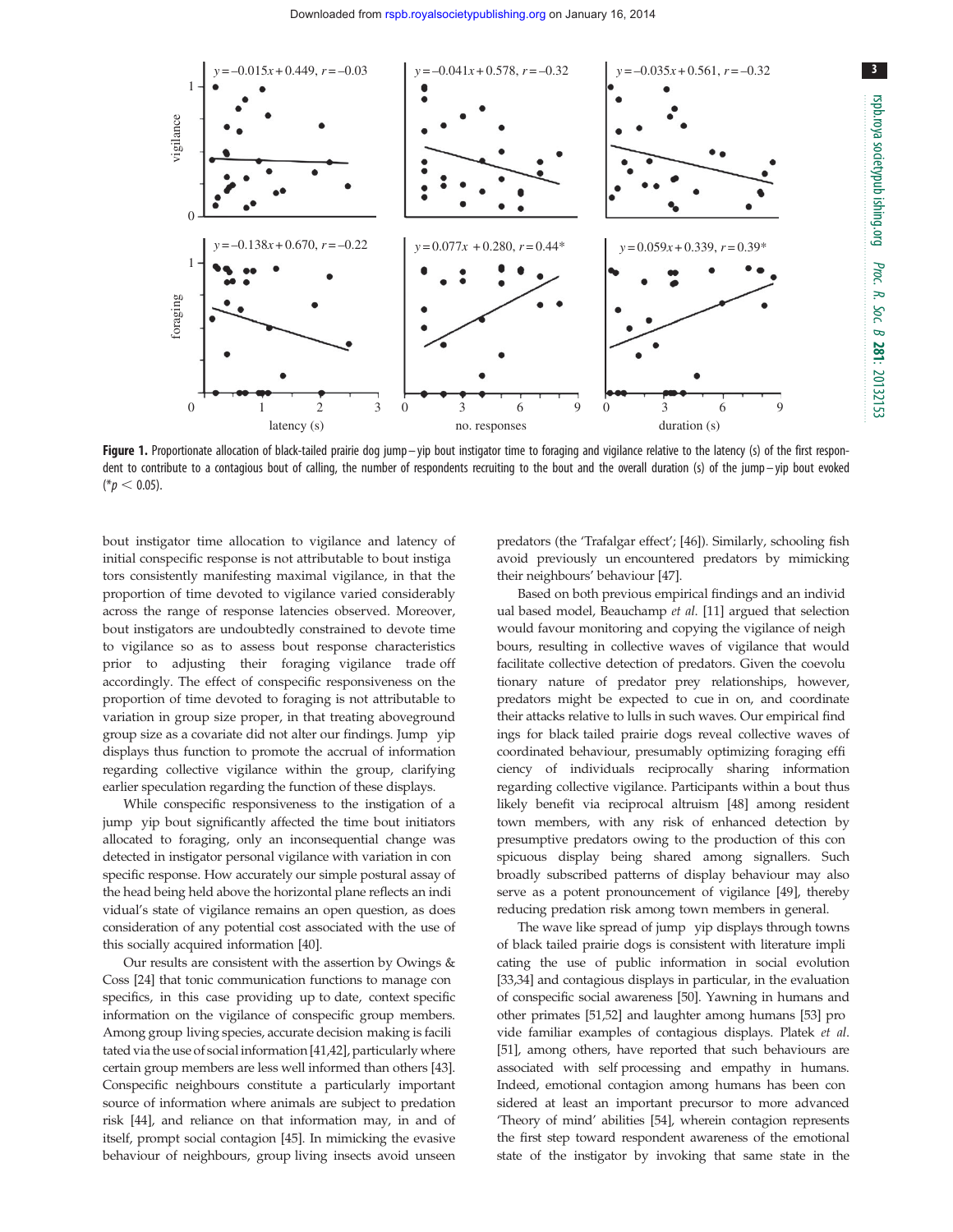**Figure 1.** Proportionate allocation of black-tailed prairie dog jump–yip bout instigator time to foraging and vigilance relative to the latency (s) of the first respondent to contribute to a contagious bout of calling, the number of respondents recruiting to the bout and the overall duration (s) of the jump–yip bout evoked (*$p < 0.05$).

bout instigator time allocation to vigilance and latency of initial conspecific response is not attributable to bout instigators consistently manifesting maximal vigilance, in that the proportion of time devoted to vigilance varied considerably across the range of response latencies observed. Moreover, bout instigators are undoubtedly constrained to devote time to vigilance so as to assess bout response characteristics prior to adjusting their foraging vigilance trade off accordingly. The effect of conspecific responsiveness on the proportion of time devoted to foraging is not attributable to variation in group size proper, in that treating aboveground group size as a covariate did not alter our findings. Jump yip displays thus function to promote the accrual of information regarding collective vigilance within the group, clarifying earlier speculation regarding the function of these displays.

While conspecific responsiveness to the instigation of a jump yip bout significantly affected the time bout initiators allocated to foraging, only an inconsequential change was detected in instigator personal vigilance with variation in conspecific response. How accurately our simple postural assay of the head being held above the horizontal plane reflects an individual's state of vigilance remains an open question, as does consideration of any potential cost associated with the use of this socially acquired information [40].

Our results are consistent with the assertion by Owings & Coss [24] that tonic communication functions to manage conspecifics, in this case providing up to date, context specific information on the vigilance of conspecific group members. Among group living species, accurate decision making is facilitated via the use of social information [41,42], particularly where certain group members are less well informed than others [43]. Conspecific neighbours constitute a particularly important source of information where animals are subject to predation risk [44], and reliance on that information may, in and of itself, prompt social contagion [45]. In mimicking the evasive behaviour of neighbours, group living insects avoid unseen predators (the 'Trafalgar effect'; [46]). Similarly, schooling fish avoid previously un encountered predators by mimicking their neighbours' behaviour [47].

Based on both previous empirical findings and an individual based model, Beauchamp *et al.* [11] argued that selection would favour monitoring and copying the vigilance of neighbours, resulting in collective waves of vigilance that would facilitate collective detection of predators. Given the coevolutionary nature of predator prey relationships, however, predators might be expected to cue in on, and coordinate their attacks relative to lulls in such waves. Our empirical findings for black tailed prairie dogs reveal collective waves of coordinated behaviour, presumably optimizing foraging efficiency of individuals reciprocally sharing information regarding collective vigilance. Participants within a bout thus likely benefit via reciprocal altruism [48] among resident town members, with any risk of enhanced detection by presumptive predators owing to the production of this conspicuous display being shared among signallers. Such broadly subscribed patterns of display behaviour may also serve as a potent pronouncement of vigilance [49], thereby reducing predation risk among town members in general.

The wave like spread of jump yip displays through towns of black tailed prairie dogs is consistent with literature implicating the use of public information in social evolution [33,34] and contagious displays in particular, in the evaluation of conspecific social awareness [50]. Yawning in humans and other primates [51,52] and laughter among humans [53] provide familiar examples of contagious displays. Platek *et al.* [51], among others, have reported that such behaviours are associated with self processing and empathy in humans. Indeed, emotional contagion among humans has been considered at least an important precursor to more advanced 'Theory of mind' abilities [54], wherein contagion represents the first step toward respondent awareness of the emotional state of the instigator by invoking that same state in the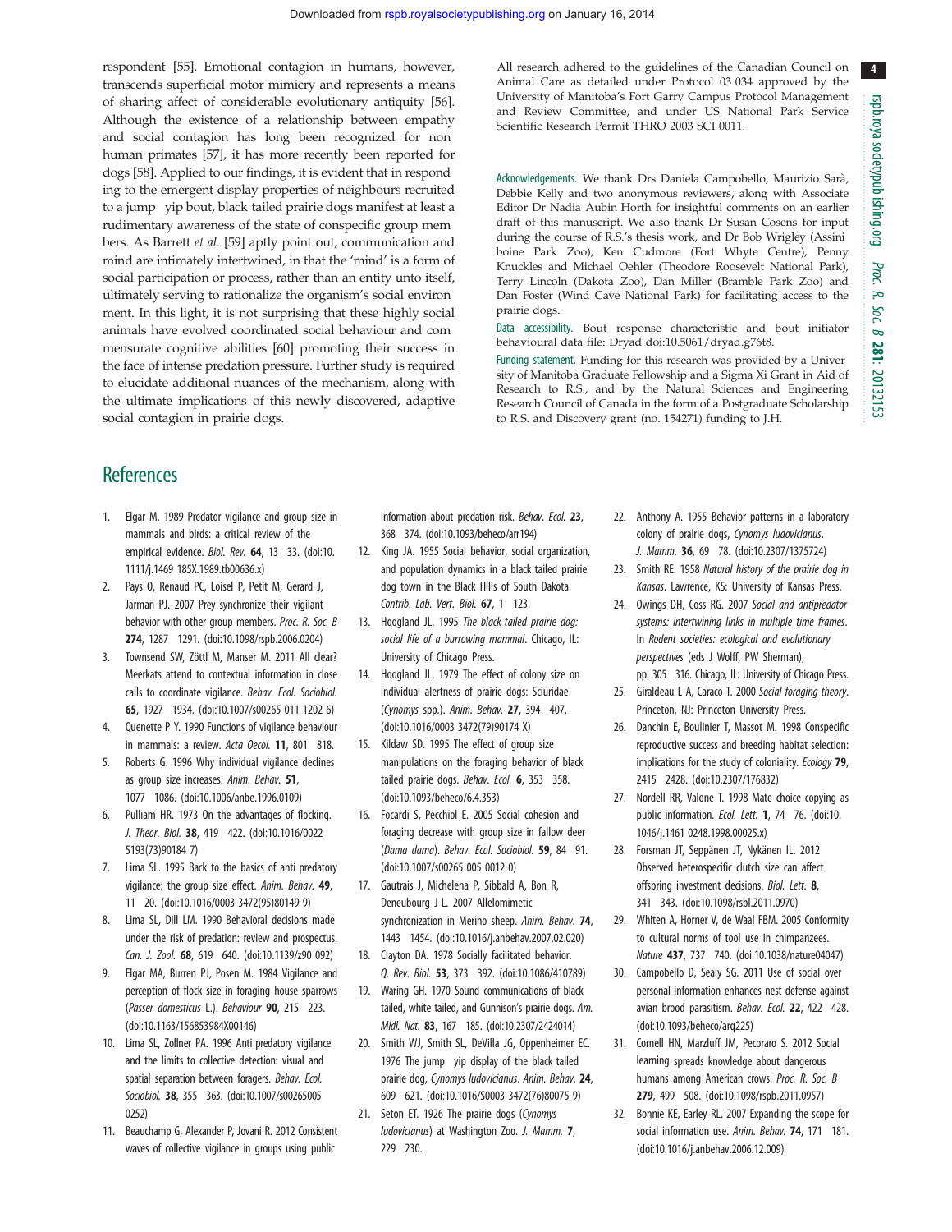respondent [55]. Emotional contagion in humans, however, transcends superficial motor mimicry and represents a means of sharing affect of considerable evolutionary antiquity [56]. Although the existence of a relationship between empathy and social contagion has long been recognized for non human primates [57], it has more recently been reported for dogs [58]. Applied to our findings, it is evident that in respond ing to the emergent display properties of neighbours recruited to a jump yip bout, black tailed prairie dogs manifest at least a rudimentary awareness of the state of conspecific group mem bers. As Barrett *et al*. [59] aptly point out, communication and mind are intimately intertwined, in that the 'mind' is a form of social participation or process, rather than an entity unto itself, ultimately serving to rationalize the organism's social environ ment. In this light, it is not surprising that these highly social animals have evolved coordinated social behaviour and com mensurate cognitive abilities [60] promoting their success in the face of intense predation pressure. Further study is required to elucidate additional nuances of the mechanism, along with the ultimate implications of this newly discovered, adaptive social contagion in prairie dogs.

All research adhered to the guidelines of the Canadian Council on Animal Care as detailed under Protocol 03 034 approved by the University of Manitoba's Fort Garry Campus Protocol Management and Review Committee, and under US National Park Service Scientific Research Permit THRO 2003 SCI 0011.

Acknowledgements. We thank Drs Daniela Campobello, Maurizio Sarà, Debbie Kelly and two anonymous reviewers, along with Associate Editor Dr Nadia Aubin Horth for insightful comments on an earlier draft of this manuscript. We also thank Dr Susan Cosens for input during the course of R.S.'s thesis work, and Dr Bob Wrigley (Assini boine Park Zoo), Ken Cudmore (Fort Whyte Centre), Penny Knuckles and Michael Oehler (Theodore Roosevelt National Park), Terry Lincoln (Dakota Zoo), Dan Miller (Bramble Park Zoo) and Dan Foster (Wind Cave National Park) for facilitating access to the prairie dogs.

Data accessibility. Bout response characteristic and bout initiator behavioural data file: Dryad doi:10.5061/dryad.g76t8.

Funding statement. Funding for this research was provided by a Univer sity of Manitoba Graduate Fellowship and a Sigma Xi Grant in Aid of Research to R.S., and by the Natural Sciences and Engineering Research Council of Canada in the form of a Postgraduate Scholarship to R.S. and Discovery grant (no. 154271) funding to J.H.

## References

1. Elgar M. 1989 Predator vigilance and group size in mammals and birds: a critical review of the empirical evidence. *Biol. Rev.* **64**, 13 33. (doi:10.1111/j.1469 185X.1989.tb00636.x)
2. Pays O, Renaud PC, Loisel P, Petit M, Gerard J, Jarman PJ. 2007 Prey synchronize their vigilant behavior with other group members. *Proc. R. Soc. B* **274**, 1287 1291. (doi:10.1098/rspb.2006.0204)
3. Townsend SW, Zöttl M, Manser M. 2011 All clear? Meerkats attend to contextual information in close calls to coordinate vigilance. *Behav. Ecol. Sociobiol.* **65**, 1927 1934. (doi:10.1007/s00265 011 1202 6)
4. Quenette P Y. 1990 Functions of vigilance behaviour in mammals: a review. *Acta Oecol.* **11**, 801 818.
5. Roberts G. 1996 Why individual vigilance declines as group size increases. *Anim. Behav.* **51**, 1077 1086. (doi:10.1006/anbe.1996.0109)
6. Pulliam HR. 1973 On the advantages of flocking. *J. Theor. Biol.* **38**, 419 422. (doi:10.1016/0022 5193(73)90184 7)
7. Lima SL. 1995 Back to the basics of anti predatory vigilance: the group size effect. *Anim. Behav.* **49**, 11 20. (doi:10.1016/0003 3472(95)80149 9)
8. Lima SL, Dill LM. 1990 Behavioral decisions made under the risk of predation: review and prospectus. *Can. J. Zool.* **68**, 619 640. (doi:10.1139/z90 092)
9. Elgar MA, Burren PJ, Posen M. 1984 Vigilance and perception of flock size in foraging house sparrows (*Passer domesticus* L.). *Behaviour* **90**, 215 223. (doi:10.1163/156853984X00146)
10. Lima SL, Zollner PA. 1996 Anti predatory vigilance and the limits to collective detection: visual and spatial separation between foragers. *Behav. Ecol. Sociobiol.* **38**, 355 363. (doi:10.1007/s00265005 0252)
11. Beauchamp G, Alexander P, Jovani R. 2012 Consistent waves of collective vigilance in groups using public information about predation risk. *Behav. Ecol.* **23**, 368 374. (doi:10.1093/beheco/arr194)
12. King JA. 1955 Social behavior, social organization, and population dynamics in a black tailed prairie dog town in the Black Hills of South Dakota. *Contrib. Lab. Vert. Biol.* **67**, 1 123.
13. Hoogland JL. 1995 *The black tailed prairie dog: social life of a burrowing mammal*. Chicago, IL: University of Chicago Press.
14. Hoogland JL. 1979 The effect of colony size on individual alertness of prairie dogs: Sciuridae (*Cynomys* spp.). *Anim. Behav.* **27**, 394 407. (doi:10.1016/0003 3472(79)90174 X)
15. Kildaw SD. 1995 The effect of group size manipulations on the foraging behavior of black tailed prairie dogs. *Behav. Ecol.* **6**, 353 358. (doi:10.1093/beheco/6.4.353)
16. Focardi S, Pecchiol E. 2005 Social cohesion and foraging decrease with group size in fallow deer (*Dama dama*). *Behav. Ecol. Sociobiol.* **59**, 84 91. (doi:10.1007/s00265 005 0012 0)
17. Gautrais J, Michelena P, Sibbald A, Bon R, Deneubourg J L. 2007 Allelomimetic synchronization in Merino sheep. *Anim. Behav.* **74**, 1443 1454. (doi:10.1016/j.anbehav.2007.02.020)
18. Clayton DA. 1978 Socially facilitated behavior. *Q. Rev. Biol.* **53**, 373 392. (doi:10.1086/410789)
19. Waring GH. 1970 Sound communications of black tailed, white tailed, and Gunnison's prairie dogs. *Am. Midl. Nat.* **83**, 167 185. (doi:10.2307/2424014)
20. Smith WJ, Smith SL, DeVilla JG, Oppenheimer EC. 1976 The jump yip display of the black tailed prairie dog, *Cynomys ludovicianus*. *Anim. Behav.* **24**, 609 621. (doi:10.1016/S0003 3472(76)80075 9)
21. Seton ET. 1926 The prairie dogs (*Cynomys ludovicianus*) at Washington Zoo. *J. Mamm.* **7**, 229 230.
22. Anthony A. 1955 Behavior patterns in a laboratory colony of prairie dogs, *Cynomys ludovicianus*. *J. Mamm.* **36**, 69 78. (doi:10.2307/1375724)
23. Smith RE. 1958 *Natural history of the prairie dog in Kansas*. Lawrence, KS: University of Kansas Press.
24. Owings DH, Coss RG. 2007 *Social and antipredator systems: intertwining links in multiple time frames*. In *Rodent societies: ecological and evolutionary perspectives* (eds J Wolff, PW Sherman), pp. 305 316. Chicago, IL: University of Chicago Press.
25. Giraldeau L A, Caraco T. 2000 *Social foraging theory*. Princeton, NJ: Princeton University Press.
26. Danchin E, Boulinier T, Massot M. 1998 Conspecific reproductive success and breeding habitat selection: implications for the study of coloniality. *Ecology* **79**, 2415 2428. (doi:10.2307/176832)
27. Nordell RR, Valone T. 1998 Mate choice copying as public information. *Ecol. Lett.* **1**, 74 76. (doi:10.1046/j.1461 0248.1998.00025.x)
28. Forsman JT, Seppänen JT, Nykänen IL. 2012 Observed heterospecific clutch size can affect offspring investment decisions. *Biol. Lett.* **8**, 341 343. (doi:10.1098/rsbl.2011.0970)
29. Whiten A, Horner V, de Waal FBM. 2005 Conformity to cultural norms of tool use in chimpanzees. *Nature* **437**, 737 740. (doi:10.1038/nature04047)
30. Campobello D, Sealy SG. 2011 Use of social over personal information enhances nest defense against avian brood parasitism. *Behav. Ecol.* **22**, 422 428. (doi:10.1093/beheco/arq225)
31. Cornell HN, Marzluff JM, Pecoraro S. 2012 Social learning spreads knowledge about dangerous humans among American crows. *Proc. R. Soc. B* **279**, 499 508. (doi:10.1098/rspb.2011.0957)
32. Bonnie KE, Earley RL. 2007 Expanding the scope for social information use. *Anim. Behav.* **74**, 171 181. (doi:10.1016/j.anbehav.2006.12.009)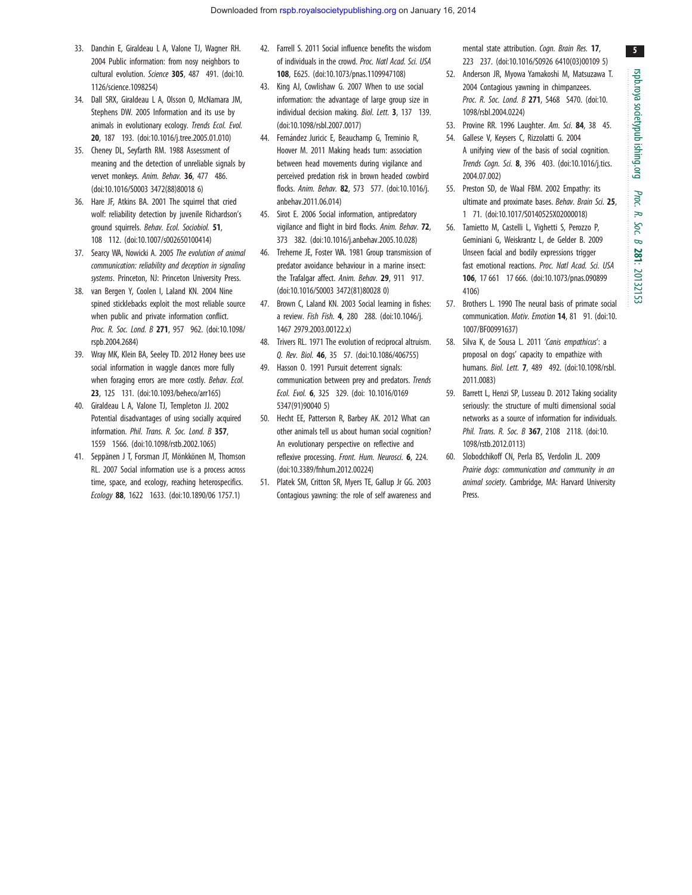33. Danchin E, Giraldeau L A, Valone TJ, Wagner RH. 2004 Public information: from nosy neighbors to cultural evolution. *Science* **305**, 487 491. (doi:10.1126/science.1098254)
34. Dall SRX, Giraldeau L A, Olsson O, McNamara JM, Stephens DW. 2005 Information and its use by animals in evolutionary ecology. *Trends Ecol. Evol.* **20**, 187 193. (doi:10.1016/j.tree.2005.01.010)
35. Cheney DL, Seyfarth RM. 1988 Assessment of meaning and the detection of unreliable signals by vervet monkeys. *Anim. Behav.* **36**, 477 486. (doi:10.1016/S0003 3472(88)80018 6)
36. Hare JF, Atkins BA. 2001 The squirrel that cried wolf: reliability detection by juvenile Richardson's ground squirrels. *Behav. Ecol. Sociobiol.* **51**, 108 112. (doi:10.1007/s002650100414)
37. Searcy WA, Nowicki A. 2005 *The evolution of animal communication: reliability and deception in signaling systems*. Princeton, NJ: Princeton University Press.
38. van Bergen Y, Coolen I, Laland KN. 2004 Nine spined sticklebacks exploit the most reliable source when public and private information conflict. *Proc. R. Soc. Lond. B* **271**, 957 962. (doi:10.1098/rspb.2004.2684)
39. Wray MK, Klein BA, Seeley TD. 2012 Honey bees use social information in waggle dances more fully when foraging errors are more costly. *Behav. Ecol.* **23**, 125 131. (doi:10.1093/beheco/arr165)
40. Giraldeau L A, Valone TJ, Templeton JJ. 2002 Potential disadvantages of using socially acquired information. *Phil. Trans. R. Soc. Lond. B* **357**, 1559 1566. (doi:10.1098/rstb.2002.1065)
41. Seppänen J T, Forsman JT, Mönkkönen M, Thomson RL. 2007 Social information use is a process across time, space, and ecology, reaching heterospecifics. *Ecology* **88**, 1622 1633. (doi:10.1890/06 1757.1)
42. Farrell S. 2011 Social influence benefits the wisdom of individuals in the crowd. *Proc. Natl Acad. Sci. USA* **108**, E625. (doi:10.1073/pnas.1109947108)
43. King AJ, Cowlishaw G. 2007 When to use social information: the advantage of large group size in individual decision making. *Biol. Lett.* **3**, 137 139. (doi:10.1098/rsbl.2007.0017)
44. Fernández Juricic E, Beauchamp G, Treminio R, Hoover M. 2011 Making heads turn: association between head movements during vigilance and perceived predation risk in brown headed cowbird flocks. *Anim. Behav.* **82**, 573 577. (doi:10.1016/j.anbehav.2011.06.014)
45. Sirot E. 2006 Social information, antipredatory vigilance and flight in bird flocks. *Anim. Behav.* **72**, 373 382. (doi:10.1016/j.anbehav.2005.10.028)
46. Treherne JE, Foster WA. 1981 Group transmission of predator avoidance behaviour in a marine insect: the Trafalgar affect. *Anim. Behav.* **29**, 911 917. (doi:10.1016/S0003 3472(81)80028 0)
47. Brown C, Laland KN. 2003 Social learning in fishes: a review. *Fish Fish.* **4**, 280 288. (doi:10.1046/j.1467 2979.2003.00122.x)
48. Trivers RL. 1971 The evolution of reciprocal altruism. *Q. Rev. Biol.* **46**, 35 57. (doi:10.1086/406755)
49. Hasson O. 1991 Pursuit deterrent signals: communication between prey and predators. *Trends Ecol. Evol.* **6**, 325 329. (doi: 10.1016/0169 5347(91)90040 5)
50. Hecht EE, Patterson R, Barbey AK. 2012 What can other animals tell us about human social cognition? An evolutionary perspective on reflective and reflexive processing. *Front. Hum. Neurosci.* **6**, 224. (doi:10.3389/fnhum.2012.00224)
51. Platek SM, Critton SR, Myers TE, Gallup Jr GG. 2003 Contagious yawning: the role of self awareness and mental state attribution. *Cogn. Brain Res.* **17**, 223 237. (doi:10.1016/S0926 6410(03)00109 5)
52. Anderson JR, Myowa Yamakoshi M, Matsuzawa T. 2004 Contagious yawning in chimpanzees. *Proc. R. Soc. Lond. B* **271**, S468 S470. (doi:10.1098/rsbl.2004.0224)
53. Provine RR. 1996 Laughter. *Am. Sci.* **84**, 38 45.
54. Gallese V, Keysers C, Rizzolatti G. 2004 A unifying view of the basis of social cognition. *Trends Cogn. Sci.* **8**, 396 403. (doi:10.1016/j.tics.2004.07.002)
55. Preston SD, de Waal FBM. 2002 Empathy: its ultimate and proximate bases. *Behav. Brain Sci.* **25**, 1 71. (doi:10.1017/S0140525X02000018)
56. Tamietto M, Castelli L, Vighetti S, Perozzo P, Geminiani G, Weiskrantz L, de Gelder B. 2009 Unseen facial and bodily expressions trigger fast emotional reactions. *Proc. Natl Acad. Sci. USA* **106**, 17 661 17 666. (doi:10.1073/pnas.0908994106)
57. Brothers L. 1990 The neural basis of primate social communication. *Motiv. Emotion* **14**, 81 91. (doi:10.1007/BF00991637)
58. Silva K, de Sousa L. 2011 '*Canis empathicus*': a proposal on dogs' capacity to empathize with humans. *Biol. Lett.* **7**, 489 492. (doi:10.1098/rsbl.2011.0083)
59. Barrett L, Henzi SP, Lusseau D. 2012 Taking sociality seriously: the structure of multi dimensional social networks as a source of information for individuals. *Phil. Trans. R. Soc. B* **367**, 2108 2118. (doi:10.1098/rstb.2012.0113)
60. Slobodchikoff CN, Perla BS, Verdolin JL. 2009 *Prairie dogs: communication and community in an animal society*. Cambridge, MA: Harvard University Press.